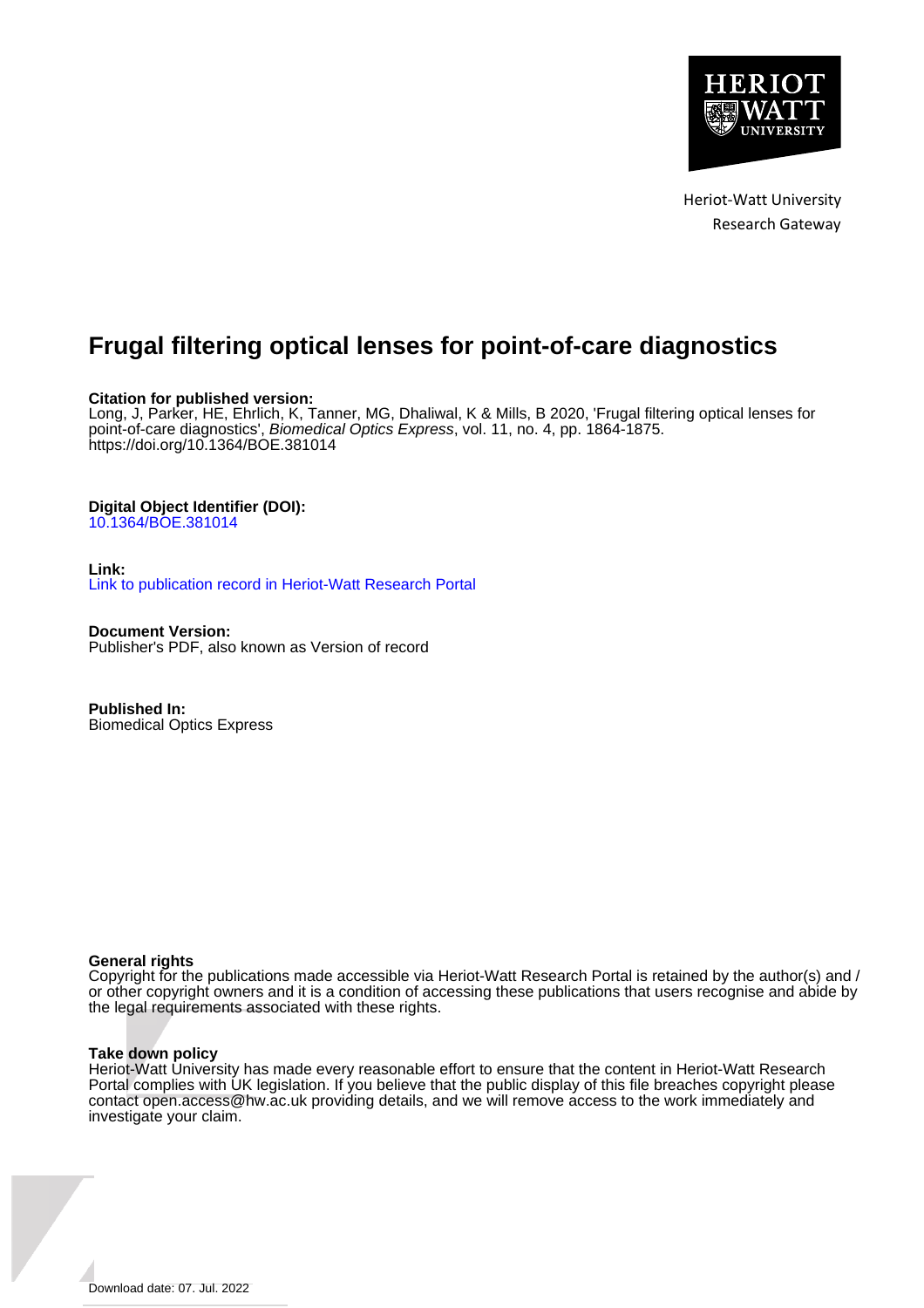Heriot-Watt University
Research Gateway

# Frugal filtering optical lenses for point-of-care diagnostics

**Citation for published version:**
Long, J, Parker, HE, Ehrlich, K, Tanner, MG, Dhaliwal, K & Mills, B 2020, 'Frugal filtering optical lenses for point-of-care diagnostics', *Biomedical Optics Express*, vol. 11, no. 4, pp. 1864-1875. https://doi.org/10.1364/BOE.381014

**Digital Object Identifier (DOI):**
10.1364/BOE.381014

**Link:**
Link to publication record in Heriot-Watt Research Portal

**Document Version:**
Publisher's PDF, also known as Version of record

**Published In:**
Biomedical Optics Express

**General rights**
Copyright for the publications made accessible via Heriot-Watt Research Portal is retained by the author(s) and / or other copyright owners and it is a condition of accessing these publications that users recognise and abide by the legal requirements associated with these rights.

**Take down policy**
Heriot-Watt University has made every reasonable effort to ensure that the content in Heriot-Watt Research Portal complies with UK legislation. If you believe that the public display of this file breaches copyright please contact open.access@hw.ac.uk providing details, and we will remove access to the work immediately and investigate your claim.

Download date: 07. Jul. 2022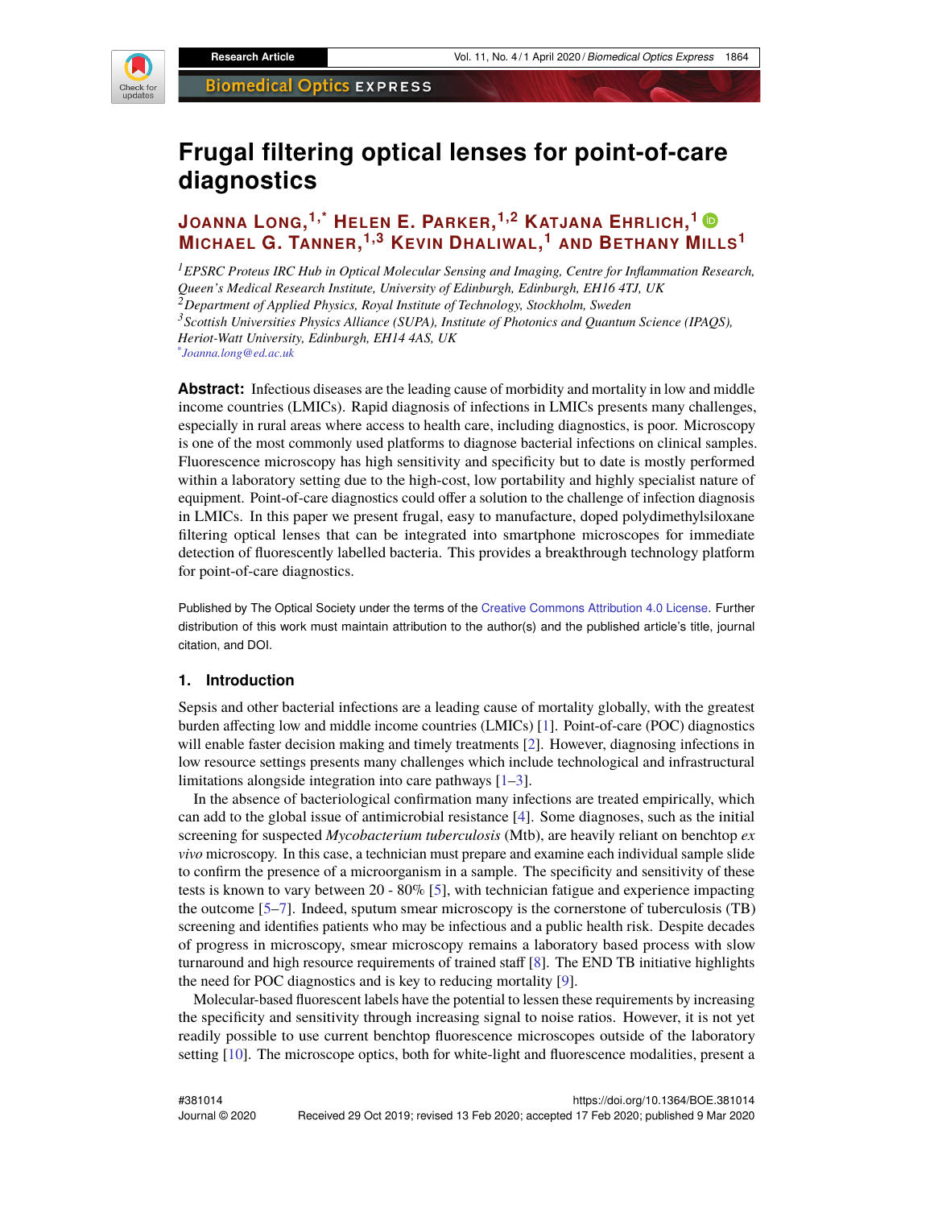# Frugal filtering optical lenses for point-of-care diagnostics

**Joanna Long,[1,*] Helen E. Parker,[1,2] Katjana Ehrlich,[1] Michael G. Tanner,[1,3] Kevin Dhaliwal,[1] and Bethany Mills[1]**

[1] *EPSRC Proteus IRC Hub in Optical Molecular Sensing and Imaging, Centre for Inflammation Research, Queen's Medical Research Institute, University of Edinburgh, Edinburgh, EH16 4TJ, UK*
[2] *Department of Applied Physics, Royal Institute of Technology, Stockholm, Sweden*
[3] *Scottish Universities Physics Alliance (SUPA), Institute of Photonics and Quantum Science (IPAQS), Heriot-Watt University, Edinburgh, EH14 4AS, UK*
[*] *Joanna.long@ed.ac.uk*

**Abstract:** Infectious diseases are the leading cause of morbidity and mortality in low and middle income countries (LMICs). Rapid diagnosis of infections in LMICs presents many challenges, especially in rural areas where access to health care, including diagnostics, is poor. Microscopy is one of the most commonly used platforms to diagnose bacterial infections on clinical samples. Fluorescence microscopy has high sensitivity and specificity but to date is mostly performed within a laboratory setting due to the high-cost, low portability and highly specialist nature of equipment. Point-of-care diagnostics could offer a solution to the challenge of infection diagnosis in LMICs. In this paper we present frugal, easy to manufacture, doped polydimethylsiloxane filtering optical lenses that can be integrated into smartphone microscopes for immediate detection of fluorescently labelled bacteria. This provides a breakthrough technology platform for point-of-care diagnostics.

Published by The Optical Society under the terms of the Creative Commons Attribution 4.0 License. Further distribution of this work must maintain attribution to the author(s) and the published article's title, journal citation, and DOI.

## 1. Introduction

Sepsis and other bacterial infections are a leading cause of mortality globally, with the greatest burden affecting low and middle income countries (LMICs) [1]. Point-of-care (POC) diagnostics will enable faster decision making and timely treatments [2]. However, diagnosing infections in low resource settings presents many challenges which include technological and infrastructural limitations alongside integration into care pathways [1–3].

In the absence of bacteriological confirmation many infections are treated empirically, which can add to the global issue of antimicrobial resistance [4]. Some diagnoses, such as the initial screening for suspected *Mycobacterium tuberculosis* (Mtb), are heavily reliant on benchtop *ex vivo* microscopy. In this case, a technician must prepare and examine each individual sample slide to confirm the presence of a microorganism in a sample. The specificity and sensitivity of these tests is known to vary between 20 - 80% [5], with technician fatigue and experience impacting the outcome [5–7]. Indeed, sputum smear microscopy is the cornerstone of tuberculosis (TB) screening and identifies patients who may be infectious and a public health risk. Despite decades of progress in microscopy, smear microscopy remains a laboratory based process with slow turnaround and high resource requirements of trained staff [8]. The END TB initiative highlights the need for POC diagnostics and is key to reducing mortality [9].

Molecular-based fluorescent labels have the potential to lessen these requirements by increasing the specificity and sensitivity through increasing signal to noise ratios. However, it is not yet readily possible to use current benchtop fluorescence microscopes outside of the laboratory setting [10]. The microscope optics, both for white-light and fluorescence modalities, present a

#381014
Journal © 2020

https://doi.org/10.1364/BOE.381014
Received 29 Oct 2019; revised 13 Feb 2020; accepted 17 Feb 2020; published 9 Mar 2020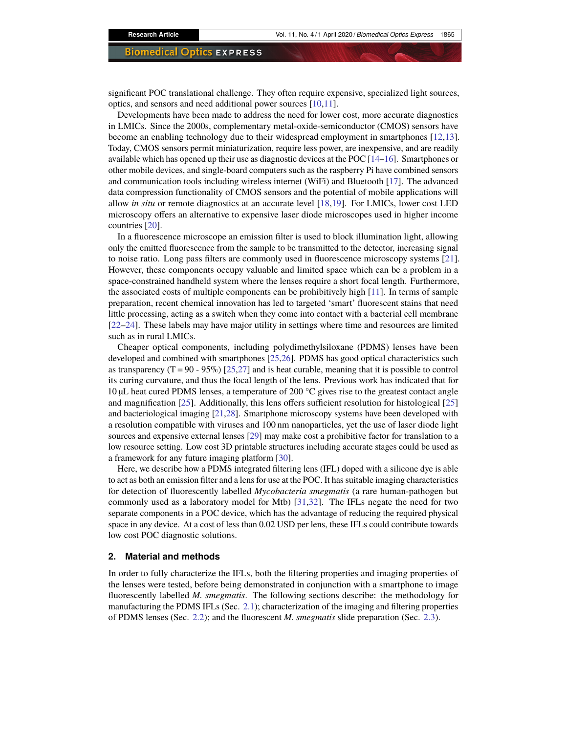significant POC translational challenge. They often require expensive, specialized light sources, optics, and sensors and need additional power sources [10,11].

Developments have been made to address the need for lower cost, more accurate diagnostics in LMICs. Since the 2000s, complementary metal-oxide-semiconductor (CMOS) sensors have become an enabling technology due to their widespread employment in smartphones [12,13]. Today, CMOS sensors permit miniaturization, require less power, are inexpensive, and are readily available which has opened up their use as diagnostic devices at the POC [14–16]. Smartphones or other mobile devices, and single-board computers such as the raspberry Pi have combined sensors and communication tools including wireless internet (WiFi) and Bluetooth [17]. The advanced data compression functionality of CMOS sensors and the potential of mobile applications will allow *in situ* or remote diagnostics at an accurate level [18,19]. For LMICs, lower cost LED microscopy offers an alternative to expensive laser diode microscopes used in higher income countries [20].

In a fluorescence microscope an emission filter is used to block illumination light, allowing only the emitted fluorescence from the sample to be transmitted to the detector, increasing signal to noise ratio. Long pass filters are commonly used in fluorescence microscopy systems [21]. However, these components occupy valuable and limited space which can be a problem in a space-constrained handheld system where the lenses require a short focal length. Furthermore, the associated costs of multiple components can be prohibitively high [11]. In terms of sample preparation, recent chemical innovation has led to targeted 'smart' fluorescent stains that need little processing, acting as a switch when they come into contact with a bacterial cell membrane [22–24]. These labels may have major utility in settings where time and resources are limited such as in rural LMICs.

Cheaper optical components, including polydimethylsiloxane (PDMS) lenses have been developed and combined with smartphones [25,26]. PDMS has good optical characteristics such as transparency (T = 90 - 95%) [25,27] and is heat curable, meaning that it is possible to control its curing curvature, and thus the focal length of the lens. Previous work has indicated that for 10 µL heat cured PDMS lenses, a temperature of 200 °C gives rise to the greatest contact angle and magnification [25]. Additionally, this lens offers sufficient resolution for histological [25] and bacteriological imaging [21,28]. Smartphone microscopy systems have been developed with a resolution compatible with viruses and 100 nm nanoparticles, yet the use of laser diode light sources and expensive external lenses [29] may make cost a prohibitive factor for translation to a low resource setting. Low cost 3D printable structures including accurate stages could be used as a framework for any future imaging platform [30].

Here, we describe how a PDMS integrated filtering lens (IFL) doped with a silicone dye is able to act as both an emission filter and a lens for use at the POC. It has suitable imaging characteristics for detection of fluorescently labelled *Mycobacteria smegmatis* (a rare human-pathogen but commonly used as a laboratory model for Mtb) [31,32]. The IFLs negate the need for two separate components in a POC device, which has the advantage of reducing the required physical space in any device. At a cost of less than 0.02 USD per lens, these IFLs could contribute towards low cost POC diagnostic solutions.

## 2. Material and methods

In order to fully characterize the IFLs, both the filtering properties and imaging properties of the lenses were tested, before being demonstrated in conjunction with a smartphone to image fluorescently labelled *M. smegmatis*. The following sections describe: the methodology for manufacturing the PDMS IFLs (Sec. 2.1); characterization of the imaging and filtering properties of PDMS lenses (Sec. 2.2); and the fluorescent *M. smegmatis* slide preparation (Sec. 2.3).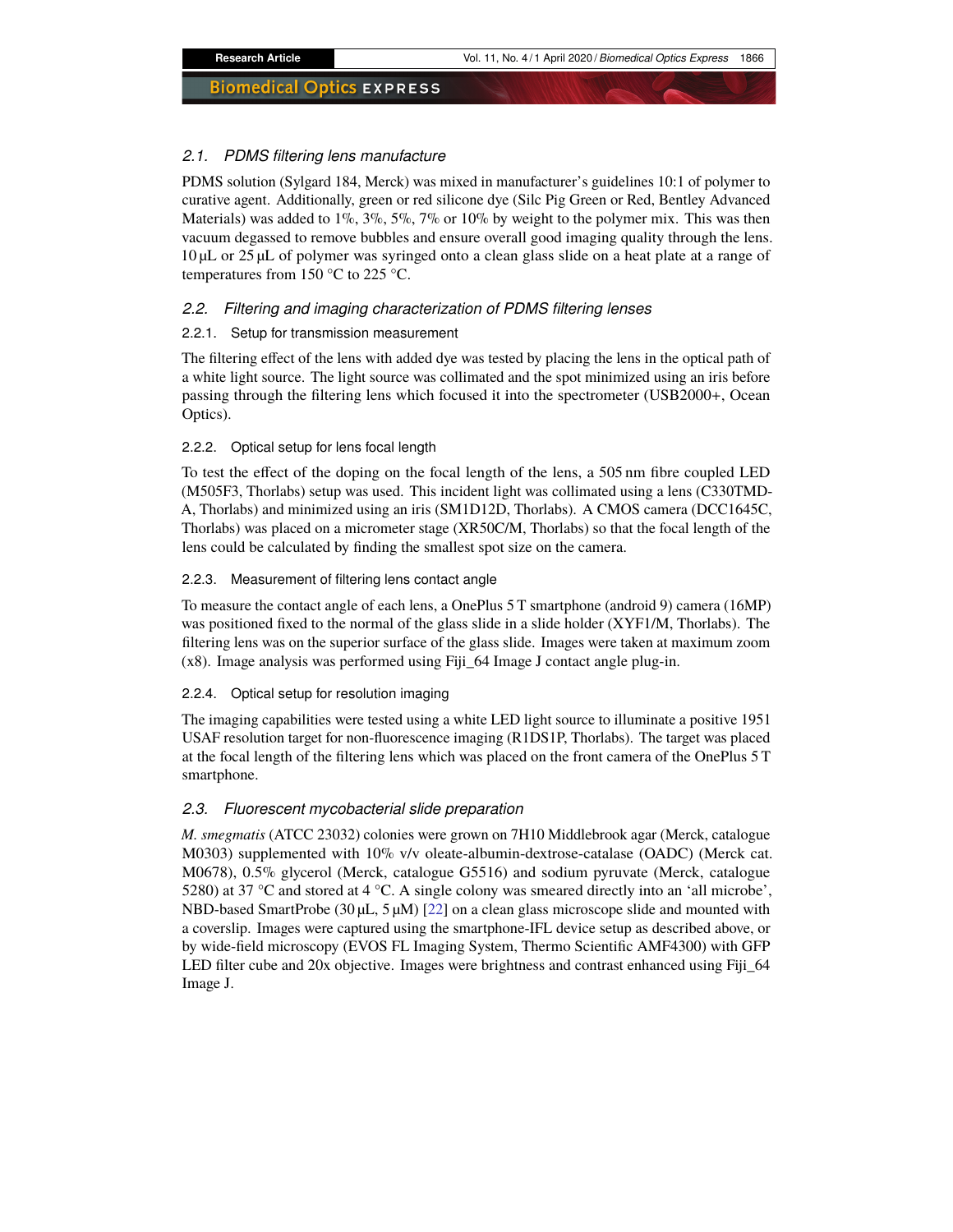### 2.1. PDMS filtering lens manufacture

PDMS solution (Sylgard 184, Merck) was mixed in manufacturer's guidelines 10:1 of polymer to curative agent. Additionally, green or red silicone dye (Silc Pig Green or Red, Bentley Advanced Materials) was added to 1%, 3%, 5%, 7% or 10% by weight to the polymer mix. This was then vacuum degassed to remove bubbles and ensure overall good imaging quality through the lens. 10 µL or 25 µL of polymer was syringed onto a clean glass slide on a heat plate at a range of temperatures from 150 °C to 225 °C.

### 2.2. Filtering and imaging characterization of PDMS filtering lenses

#### 2.2.1. Setup for transmission measurement

The filtering effect of the lens with added dye was tested by placing the lens in the optical path of a white light source. The light source was collimated and the spot minimized using an iris before passing through the filtering lens which focused it into the spectrometer (USB2000+, Ocean Optics).

#### 2.2.2. Optical setup for lens focal length

To test the effect of the doping on the focal length of the lens, a 505 nm fibre coupled LED (M505F3, Thorlabs) setup was used. This incident light was collimated using a lens (C330TMD-A, Thorlabs) and minimized using an iris (SM1D12D, Thorlabs). A CMOS camera (DCC1645C, Thorlabs) was placed on a micrometer stage (XR50C/M, Thorlabs) so that the focal length of the lens could be calculated by finding the smallest spot size on the camera.

#### 2.2.3. Measurement of filtering lens contact angle

To measure the contact angle of each lens, a OnePlus 5 T smartphone (android 9) camera (16MP) was positioned fixed to the normal of the glass slide in a slide holder (XYF1/M, Thorlabs). The filtering lens was on the superior surface of the glass slide. Images were taken at maximum zoom (x8). Image analysis was performed using Fiji_64 Image J contact angle plug-in.

#### 2.2.4. Optical setup for resolution imaging

The imaging capabilities were tested using a white LED light source to illuminate a positive 1951 USAF resolution target for non-fluorescence imaging (R1DS1P, Thorlabs). The target was placed at the focal length of the filtering lens which was placed on the front camera of the OnePlus 5 T smartphone.

### 2.3. Fluorescent mycobacterial slide preparation

*M. smegmatis* (ATCC 23032) colonies were grown on 7H10 Middlebrook agar (Merck, catalogue M0303) supplemented with 10% v/v oleate-albumin-dextrose-catalase (OADC) (Merck cat. M0678), 0.5% glycerol (Merck, catalogue G5516) and sodium pyruvate (Merck, catalogue 5280) at 37 °C and stored at 4 °C. A single colony was smeared directly into an 'all microbe', NBD-based SmartProbe (30 µL, 5 µM) [22] on a clean glass microscope slide and mounted with a coverslip. Images were captured using the smartphone-IFL device setup as described above, or by wide-field microscopy (EVOS FL Imaging System, Thermo Scientific AMF4300) with GFP LED filter cube and 20x objective. Images were brightness and contrast enhanced using Fiji_64 Image J.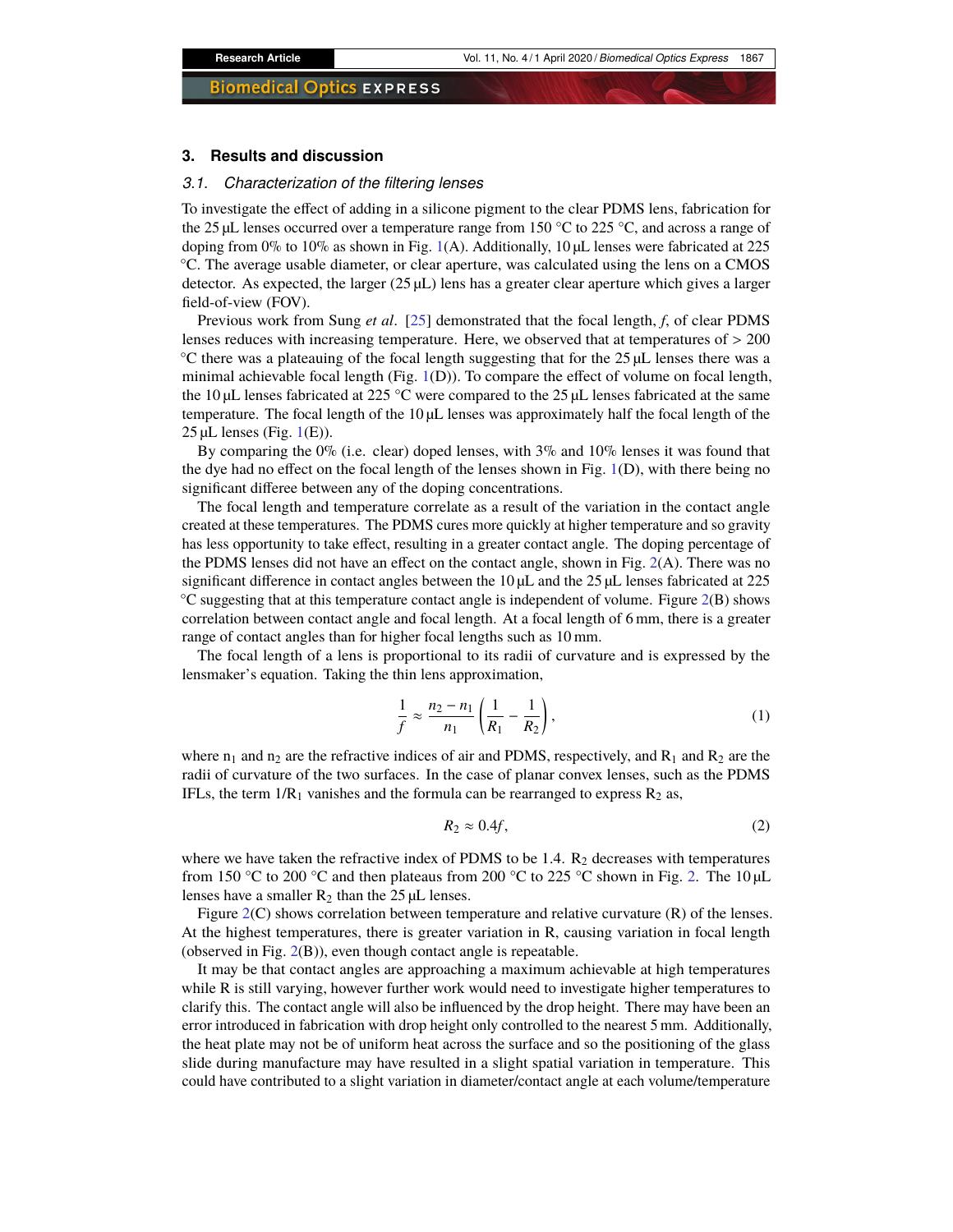## 3. Results and discussion

### 3.1. Characterization of the filtering lenses

To investigate the effect of adding in a silicone pigment to the clear PDMS lens, fabrication for the 25 µL lenses occurred over a temperature range from 150 °C to 225 °C, and across a range of doping from 0% to 10% as shown in Fig. 1(A). Additionally, 10 µL lenses were fabricated at 225 °C. The average usable diameter, or clear aperture, was calculated using the lens on a CMOS detector. As expected, the larger (25 µL) lens has a greater clear aperture which gives a larger field-of-view (FOV).

Previous work from Sung *et al*. [25] demonstrated that the focal length, *f*, of clear PDMS lenses reduces with increasing temperature. Here, we observed that at temperatures of > 200 °C there was a plateauing of the focal length suggesting that for the 25 µL lenses there was a minimal achievable focal length (Fig. 1(D)). To compare the effect of volume on focal length, the 10 µL lenses fabricated at 225 °C were compared to the 25 µL lenses fabricated at the same temperature. The focal length of the 10 µL lenses was approximately half the focal length of the 25 µL lenses (Fig. 1(E)).

By comparing the 0% (i.e. clear) doped lenses, with 3% and 10% lenses it was found that the dye had no effect on the focal length of the lenses shown in Fig. 1(D), with there being no significant differee between any of the doping concentrations.

The focal length and temperature correlate as a result of the variation in the contact angle created at these temperatures. The PDMS cures more quickly at higher temperature and so gravity has less opportunity to take effect, resulting in a greater contact angle. The doping percentage of the PDMS lenses did not have an effect on the contact angle, shown in Fig. 2(A). There was no significant difference in contact angles between the 10 µL and the 25 µL lenses fabricated at 225 °C suggesting that at this temperature contact angle is independent of volume. Figure 2(B) shows correlation between contact angle and focal length. At a focal length of 6 mm, there is a greater range of contact angles than for higher focal lengths such as 10 mm.

The focal length of a lens is proportional to its radii of curvature and is expressed by the lensmaker's equation. Taking the thin lens approximation,

$$\frac{1}{f} \approx \frac{n_2 - n_1}{n_1} \left( \frac{1}{R_1} - \frac{1}{R_2} \right), \tag{1}$$

where $n_1$ and $n_2$ are the refractive indices of air and PDMS, respectively, and $R_1$ and $R_2$ are the radii of curvature of the two surfaces. In the case of planar convex lenses, such as the PDMS IFLs, the term $1/R_1$ vanishes and the formula can be rearranged to express $R_2$ as,

$$R_2 \approx 0.4f, \tag{2}$$

where we have taken the refractive index of PDMS to be 1.4. $R_2$ decreases with temperatures from 150 °C to 200 °C and then plateaus from 200 °C to 225 °C shown in Fig. 2. The 10 µL lenses have a smaller $R_2$ than the 25 µL lenses.

Figure 2(C) shows correlation between temperature and relative curvature (R) of the lenses. At the highest temperatures, there is greater variation in R, causing variation in focal length (observed in Fig. 2(B)), even though contact angle is repeatable.

It may be that contact angles are approaching a maximum achievable at high temperatures while R is still varying, however further work would need to investigate higher temperatures to clarify this. The contact angle will also be influenced by the drop height. There may have been an error introduced in fabrication with drop height only controlled to the nearest 5 mm. Additionally, the heat plate may not be of uniform heat across the surface and so the positioning of the glass slide during manufacture may have resulted in a slight spatial variation in temperature. This could have contributed to a slight variation in diameter/contact angle at each volume/temperature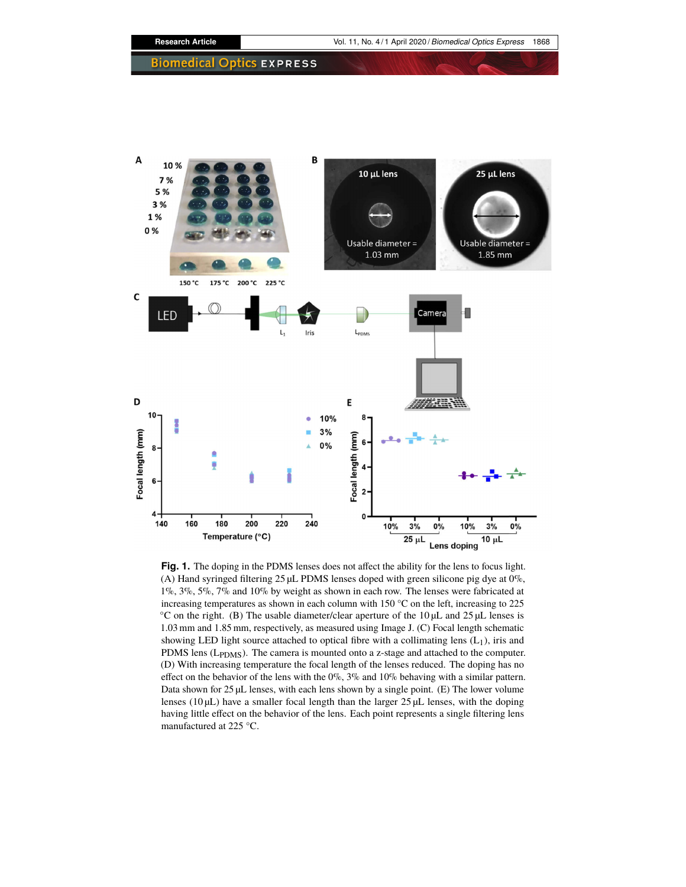**Fig. 1.** The doping in the PDMS lenses does not affect the ability for the lens to focus light. (A) Hand syringed filtering 25 µL PDMS lenses doped with green silicone pig dye at 0%, 1%, 3%, 5%, 7% and 10% by weight as shown in each row. The lenses were fabricated at increasing temperatures as shown in each column with 150 °C on the left, increasing to 225 °C on the right. (B) The usable diameter/clear aperture of the 10 µL and 25 µL lenses is 1.03 mm and 1.85 mm, respectively, as measured using Image J. (C) Focal length schematic showing LED light source attached to optical fibre with a collimating lens ($L_1$), iris and PDMS lens ($L_{PDMS}$). The camera is mounted onto a z-stage and attached to the computer. (D) With increasing temperature the focal length of the lenses reduced. The doping has no effect on the behavior of the lens with the 0%, 3% and 10% behaving with a similar pattern. Data shown for 25 µL lenses, with each lens shown by a single point. (E) The lower volume lenses (10 µL) have a smaller focal length than the larger 25 µL lenses, with the doping having little effect on the behavior of the lens. Each point represents a single filtering lens manufactured at 225 °C.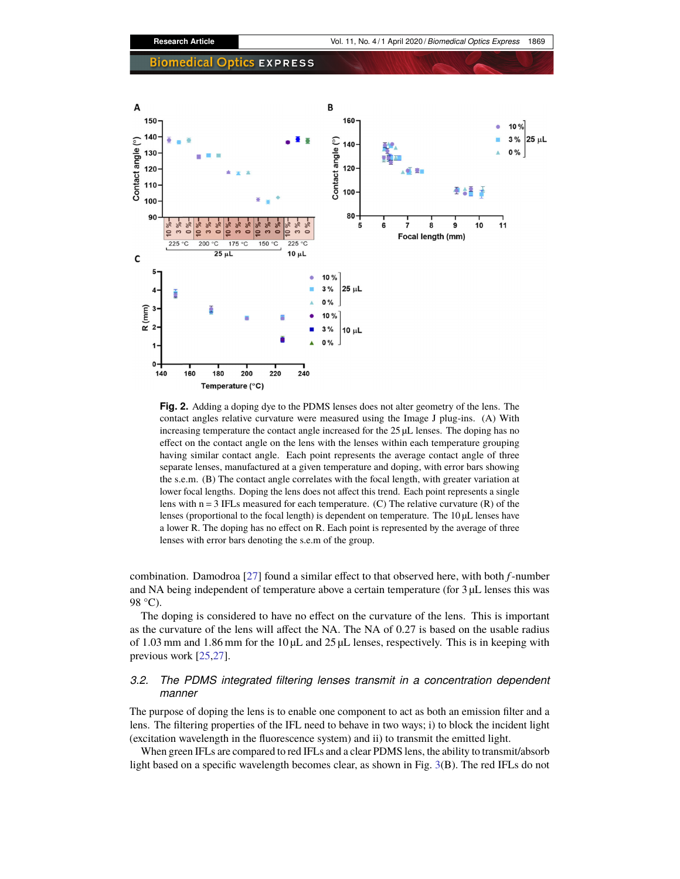A

150
140
130
120
110
100
90

Contact angle (°)

10 % 3 % 0 % 10 % 3 % 0 % 10 % 3 % 0 % 10 % 3 % 0 % 10 % 3 % 0 %

225 °C 200 °C 175 °C 150 °C 225 °C

25 μL 10 μL

B

160
140
120
100
80

Contact angle (°)

5 6 7 8 9 10 11

Focal length (mm)

10 %
3 % 25 μL
0 %

C

5
4
3
2
1
0

R (mm)

140 160 180 200 220 240

Temperature (°C)

10 %
3 % 25 μL
0 %
10 %
3 % 10 μL
0 %

**Fig. 2.** Adding a doping dye to the PDMS lenses does not alter geometry of the lens. The contact angles relative curvature were measured using the Image J plug-ins. (A) With increasing temperature the contact angle increased for the 25 μL lenses. The doping has no effect on the contact angle on the lens with the lenses within each temperature grouping having similar contact angle. Each point represents the average contact angle of three separate lenses, manufactured at a given temperature and doping, with error bars showing the s.e.m. (B) The contact angle correlates with the focal length, with greater variation at lower focal lengths. Doping the lens does not affect this trend. Each point represents a single lens with n = 3 IFLs measured for each temperature. (C) The relative curvature (R) of the lenses (proportional to the focal length) is dependent on temperature. The 10 μL lenses have a lower R. The doping has no effect on R. Each point is represented by the average of three lenses with error bars denoting the s.e.m of the group.

combination. Damodroa [27] found a similar effect to that observed here, with both *f*-number and NA being independent of temperature above a certain temperature (for 3 μL lenses this was 98 °C).

The doping is considered to have no effect on the curvature of the lens. This is important as the curvature of the lens will affect the NA. The NA of 0.27 is based on the usable radius of 1.03 mm and 1.86 mm for the 10 μL and 25 μL lenses, respectively. This is in keeping with previous work [25,27].

### 3.2. The PDMS integrated filtering lenses transmit in a concentration dependent manner

The purpose of doping the lens is to enable one component to act as both an emission filter and a lens. The filtering properties of the IFL need to behave in two ways; i) to block the incident light (excitation wavelength in the fluorescence system) and ii) to transmit the emitted light.

When green IFLs are compared to red IFLs and a clear PDMS lens, the ability to transmit/absorb light based on a specific wavelength becomes clear, as shown in Fig. 3(B). The red IFLs do not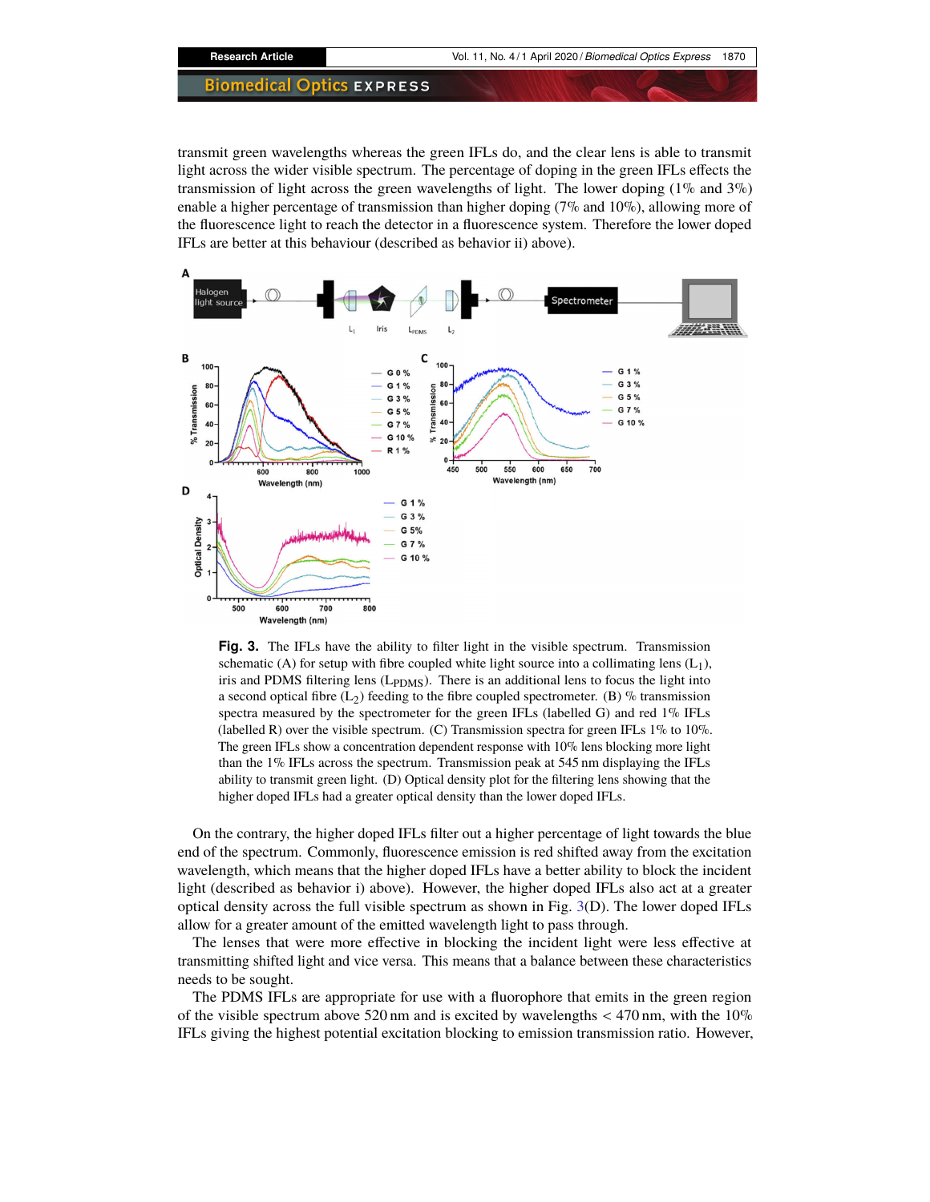transmit green wavelengths whereas the green IFLs do, and the clear lens is able to transmit light across the wider visible spectrum. The percentage of doping in the green IFLs effects the transmission of light across the green wavelengths of light. The lower doping (1% and 3%) enable a higher percentage of transmission than higher doping (7% and 10%), allowing more of the fluorescence light to reach the detector in a fluorescence system. Therefore the lower doped IFLs are better at this behaviour (described as behavior ii) above).

A

Halogen light source

$L_1$ Iris $L_{PDMS}$ $L_2$

Spectrometer

B

% Transmission

Wavelength (nm)

G 0 %
G 1 %
G 3 %
G 5 %
G 7 %
G 10 %
R 1 %

C

% Transmission

Wavelength (nm)

G 1 %
G 3 %
G 5 %
G 7 %
G 10 %

D

Optical Density

Wavelength (nm)

G 1 %
G 3 %
G 5%
G 7 %
G 10 %

**Fig. 3.** The IFLs have the ability to filter light in the visible spectrum. Transmission schematic (A) for setup with fibre coupled white light source into a collimating lens ($L_1$), iris and PDMS filtering lens ($L_{PDMS}$). There is an additional lens to focus the light into a second optical fibre ($L_2$) feeding to the fibre coupled spectrometer. (B) % transmission spectra measured by the spectrometer for the green IFLs (labelled G) and red 1% IFLs (labelled R) over the visible spectrum. (C) Transmission spectra for green IFLs 1% to 10%. The green IFLs show a concentration dependent response with 10% lens blocking more light than the 1% IFLs across the spectrum. Transmission peak at 545 nm displaying the IFLs ability to transmit green light. (D) Optical density plot for the filtering lens showing that the higher doped IFLs had a greater optical density than the lower doped IFLs.

On the contrary, the higher doped IFLs filter out a higher percentage of light towards the blue end of the spectrum. Commonly, fluorescence emission is red shifted away from the excitation wavelength, which means that the higher doped IFLs have a better ability to block the incident light (described as behavior i) above). However, the higher doped IFLs also act at a greater optical density across the full visible spectrum as shown in Fig. 3(D). The lower doped IFLs allow for a greater amount of the emitted wavelength light to pass through.

The lenses that were more effective in blocking the incident light were less effective at transmitting shifted light and vice versa. This means that a balance between these characteristics needs to be sought.

The PDMS IFLs are appropriate for use with a fluorophore that emits in the green region of the visible spectrum above 520 nm and is excited by wavelengths < 470 nm, with the 10% IFLs giving the highest potential excitation blocking to emission transmission ratio. However,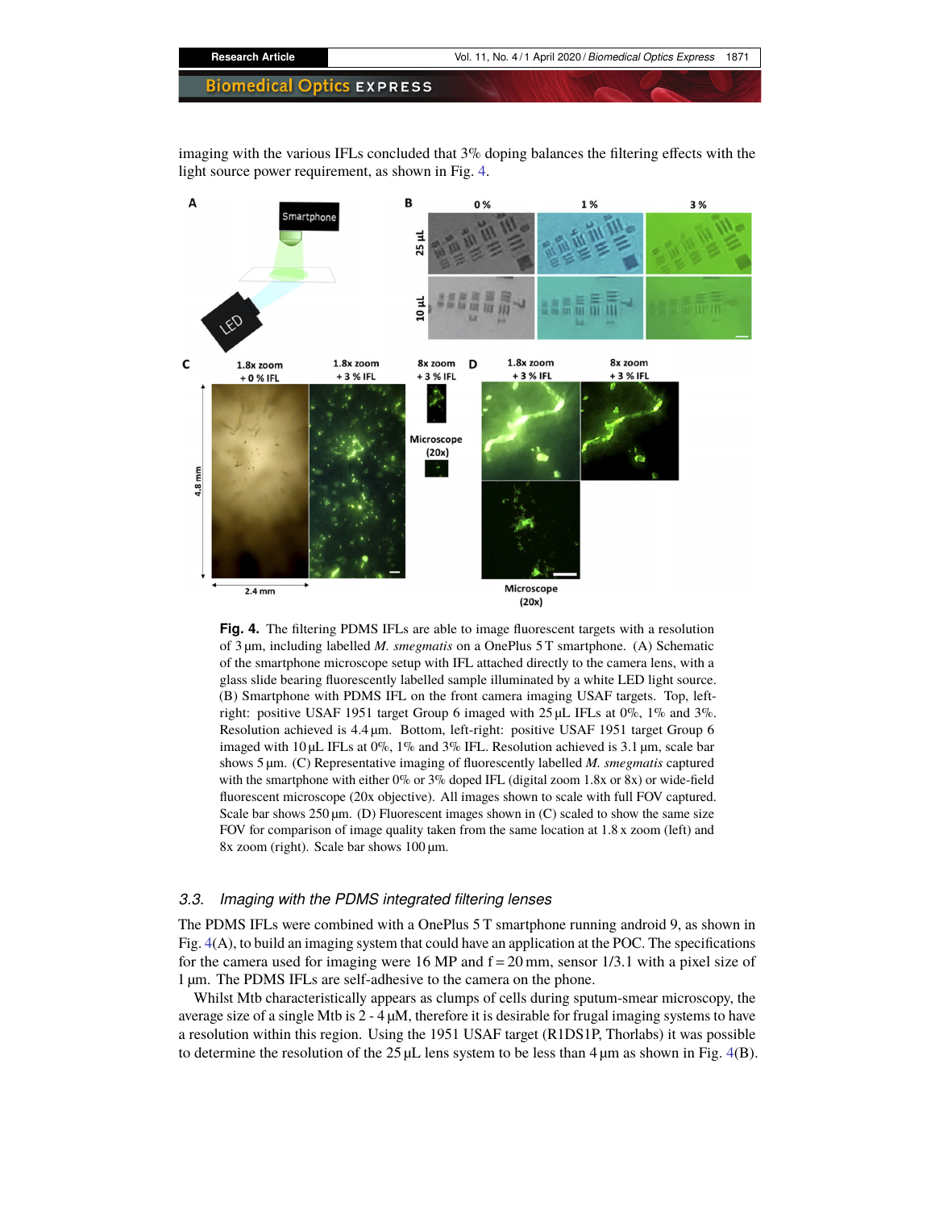imaging with the various IFLs concluded that 3% doping balances the filtering effects with the light source power requirement, as shown in Fig. 4.

A

Smartphone

LED

B

0 %

1 %

3 %

25 µL

10 µL

C

1.8x zoom
+ 0 % IFL

1.8x zoom
+ 3 % IFL

8x zoom
+ 3 % IFL

Microscope
(20x)

4.8 mm

2.4 mm

D

1.8x zoom
+ 3 % IFL

8x zoom
+ 3 % IFL

Microscope
(20x)

**Fig. 4.** The filtering PDMS IFLs are able to image fluorescent targets with a resolution of 3 µm, including labelled *M. smegmatis* on a OnePlus 5 T smartphone. (A) Schematic of the smartphone microscope setup with IFL attached directly to the camera lens, with a glass slide bearing fluorescently labelled sample illuminated by a white LED light source. (B) Smartphone with PDMS IFL on the front camera imaging USAF targets. Top, left-right: positive USAF 1951 target Group 6 imaged with 25 µL IFLs at 0%, 1% and 3%. Resolution achieved is 4.4 µm. Bottom, left-right: positive USAF 1951 target Group 6 imaged with 10 µL IFLs at 0%, 1% and 3% IFL. Resolution achieved is 3.1 µm, scale bar shows 5 µm. (C) Representative imaging of fluorescently labelled *M. smegmatis* captured with the smartphone with either 0% or 3% doped IFL (digital zoom 1.8x or 8x) or wide-field fluorescent microscope (20x objective). All images shown to scale with full FOV captured. Scale bar shows 250 µm. (D) Fluorescent images shown in (C) scaled to show the same size FOV for comparison of image quality taken from the same location at 1.8 x zoom (left) and 8x zoom (right). Scale bar shows 100 µm.

### 3.3. *Imaging with the PDMS integrated filtering lenses*

The PDMS IFLs were combined with a OnePlus 5 T smartphone running android 9, as shown in Fig. 4(A), to build an imaging system that could have an application at the POC. The specifications for the camera used for imaging were 16 MP and f = 20 mm, sensor 1/3.1 with a pixel size of 1 µm. The PDMS IFLs are self-adhesive to the camera on the phone.

Whilst Mtb characteristically appears as clumps of cells during sputum-smear microscopy, the average size of a single Mtb is 2 - 4 µM, therefore it is desirable for frugal imaging systems to have a resolution within this region. Using the 1951 USAF target (R1DS1P, Thorlabs) it was possible to determine the resolution of the 25 µL lens system to be less than 4 µm as shown in Fig. 4(B).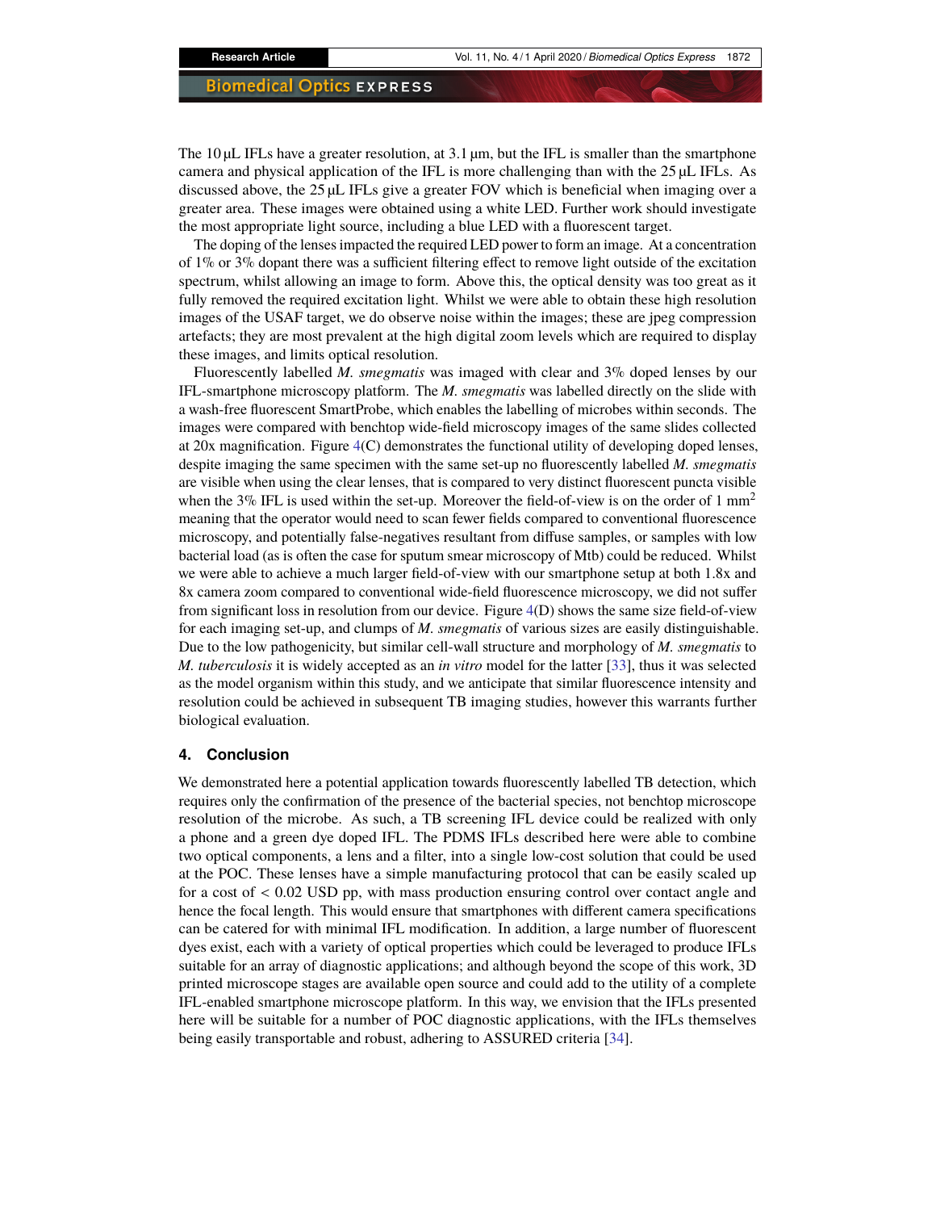The 10 μL IFLs have a greater resolution, at 3.1 μm, but the IFL is smaller than the smartphone camera and physical application of the IFL is more challenging than with the 25 μL IFLs. As discussed above, the 25 μL IFLs give a greater FOV which is beneficial when imaging over a greater area. These images were obtained using a white LED. Further work should investigate the most appropriate light source, including a blue LED with a fluorescent target.

The doping of the lenses impacted the required LED power to form an image. At a concentration of 1% or 3% dopant there was a sufficient filtering effect to remove light outside of the excitation spectrum, whilst allowing an image to form. Above this, the optical density was too great as it fully removed the required excitation light. Whilst we were able to obtain these high resolution images of the USAF target, we do observe noise within the images; these are jpeg compression artefacts; they are most prevalent at the high digital zoom levels which are required to display these images, and limits optical resolution.

Fluorescently labelled *M. smegmatis* was imaged with clear and 3% doped lenses by our IFL-smartphone microscopy platform. The *M. smegmatis* was labelled directly on the slide with a wash-free fluorescent SmartProbe, which enables the labelling of microbes within seconds. The images were compared with benchtop wide-field microscopy images of the same slides collected at 20x magnification. Figure 4(C) demonstrates the functional utility of developing doped lenses, despite imaging the same specimen with the same set-up no fluorescently labelled *M. smegmatis* are visible when using the clear lenses, that is compared to very distinct fluorescent puncta visible when the 3% IFL is used within the set-up. Moreover the field-of-view is on the order of 1 $mm^2$ meaning that the operator would need to scan fewer fields compared to conventional fluorescence microscopy, and potentially false-negatives resultant from diffuse samples, or samples with low bacterial load (as is often the case for sputum smear microscopy of Mtb) could be reduced. Whilst we were able to achieve a much larger field-of-view with our smartphone setup at both 1.8x and 8x camera zoom compared to conventional wide-field fluorescence microscopy, we did not suffer from significant loss in resolution from our device. Figure 4(D) shows the same size field-of-view for each imaging set-up, and clumps of *M. smegmatis* of various sizes are easily distinguishable. Due to the low pathogenicity, but similar cell-wall structure and morphology of *M. smegmatis* to *M. tuberculosis* it is widely accepted as an *in vitro* model for the latter [33], thus it was selected as the model organism within this study, and we anticipate that similar fluorescence intensity and resolution could be achieved in subsequent TB imaging studies, however this warrants further biological evaluation.

## 4. Conclusion

We demonstrated here a potential application towards fluorescently labelled TB detection, which requires only the confirmation of the presence of the bacterial species, not benchtop microscope resolution of the microbe. As such, a TB screening IFL device could be realized with only a phone and a green dye doped IFL. The PDMS IFLs described here were able to combine two optical components, a lens and a filter, into a single low-cost solution that could be used at the POC. These lenses have a simple manufacturing protocol that can be easily scaled up for a cost of $<$ 0.02 USD pp, with mass production ensuring control over contact angle and hence the focal length. This would ensure that smartphones with different camera specifications can be catered for with minimal IFL modification. In addition, a large number of fluorescent dyes exist, each with a variety of optical properties which could be leveraged to produce IFLs suitable for an array of diagnostic applications; and although beyond the scope of this work, 3D printed microscope stages are available open source and could add to the utility of a complete IFL-enabled smartphone microscope platform. In this way, we envision that the IFLs presented here will be suitable for a number of POC diagnostic applications, with the IFLs themselves being easily transportable and robust, adhering to ASSURED criteria [34].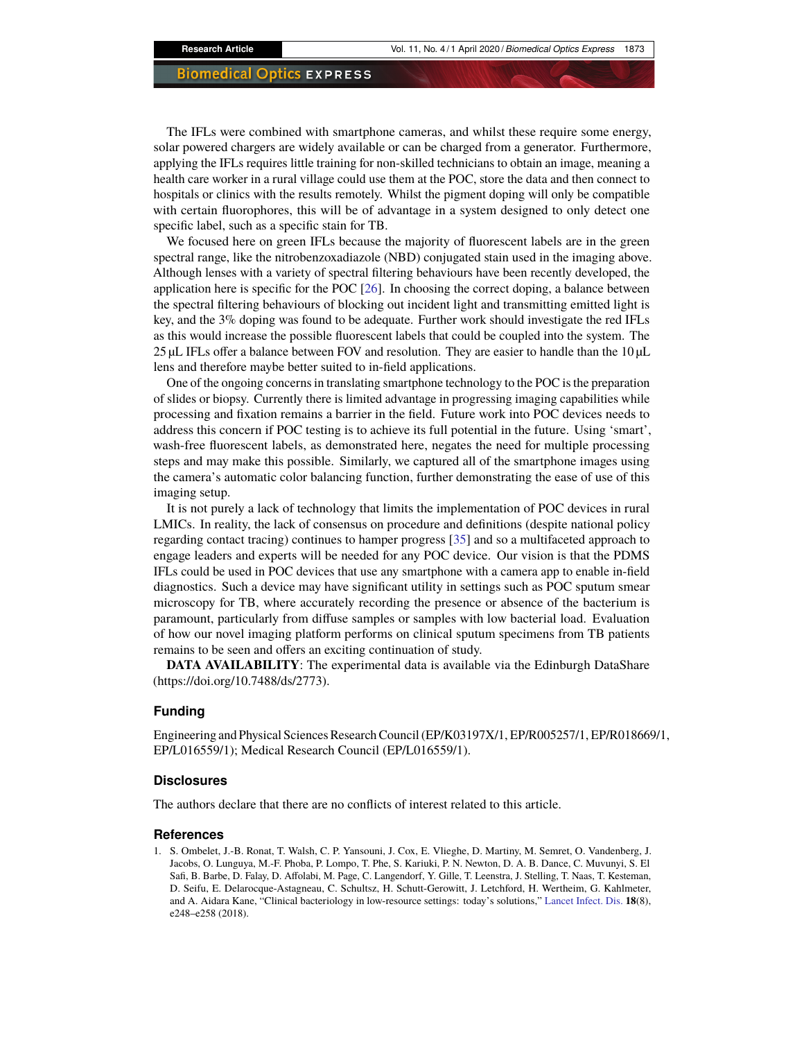The IFLs were combined with smartphone cameras, and whilst these require some energy, solar powered chargers are widely available or can be charged from a generator. Furthermore, applying the IFLs requires little training for non-skilled technicians to obtain an image, meaning a health care worker in a rural village could use them at the POC, store the data and then connect to hospitals or clinics with the results remotely. Whilst the pigment doping will only be compatible with certain fluorophores, this will be of advantage in a system designed to only detect one specific label, such as a specific stain for TB.

We focused here on green IFLs because the majority of fluorescent labels are in the green spectral range, like the nitrobenzoxadiazole (NBD) conjugated stain used in the imaging above. Although lenses with a variety of spectral filtering behaviours have been recently developed, the application here is specific for the POC [26]. In choosing the correct doping, a balance between the spectral filtering behaviours of blocking out incident light and transmitting emitted light is key, and the 3% doping was found to be adequate. Further work should investigate the red IFLs as this would increase the possible fluorescent labels that could be coupled into the system. The 25 µL IFLs offer a balance between FOV and resolution. They are easier to handle than the 10 µL lens and therefore maybe better suited to in-field applications.

One of the ongoing concerns in translating smartphone technology to the POC is the preparation of slides or biopsy. Currently there is limited advantage in progressing imaging capabilities while processing and fixation remains a barrier in the field. Future work into POC devices needs to address this concern if POC testing is to achieve its full potential in the future. Using 'smart', wash-free fluorescent labels, as demonstrated here, negates the need for multiple processing steps and may make this possible. Similarly, we captured all of the smartphone images using the camera's automatic color balancing function, further demonstrating the ease of use of this imaging setup.

It is not purely a lack of technology that limits the implementation of POC devices in rural LMICs. In reality, the lack of consensus on procedure and definitions (despite national policy regarding contact tracing) continues to hamper progress [35] and so a multifaceted approach to engage leaders and experts will be needed for any POC device. Our vision is that the PDMS IFLs could be used in POC devices that use any smartphone with a camera app to enable in-field diagnostics. Such a device may have significant utility in settings such as POC sputum smear microscopy for TB, where accurately recording the presence or absence of the bacterium is paramount, particularly from diffuse samples or samples with low bacterial load. Evaluation of how our novel imaging platform performs on clinical sputum specimens from TB patients remains to be seen and offers an exciting continuation of study.

**DATA AVAILABILITY**: The experimental data is available via the Edinburgh DataShare (https://doi.org/10.7488/ds/2773).

## Funding

Engineering and Physical Sciences Research Council (EP/K03197X/1, EP/R005257/1, EP/R018669/1, EP/L016559/1); Medical Research Council (EP/L016559/1).

## Disclosures

The authors declare that there are no conflicts of interest related to this article.

## References

1. S. Ombelet, J.-B. Ronat, T. Walsh, C. P. Yansouni, J. Cox, E. Vlieghe, D. Martiny, M. Semret, O. Vandenberg, J. Jacobs, O. Lunguya, M.-F. Phoba, P. Lompo, T. Phe, S. Kariuki, P. N. Newton, D. A. B. Dance, C. Muvunyi, S. El Safi, B. Barbe, D. Falay, D. Affolabi, M. Page, C. Langendorf, Y. Gille, T. Leenstra, J. Stelling, T. Naas, T. Kesteman, D. Seifu, E. Delarocque-Astagneau, C. Schultsz, H. Schutt-Gerowitt, J. Letchford, H. Wertheim, G. Kahlmeter, and A. Aidara Kane, "Clinical bacteriology in low-resource settings: today's solutions," Lancet Infect. Dis. **18**(8), e248–e258 (2018).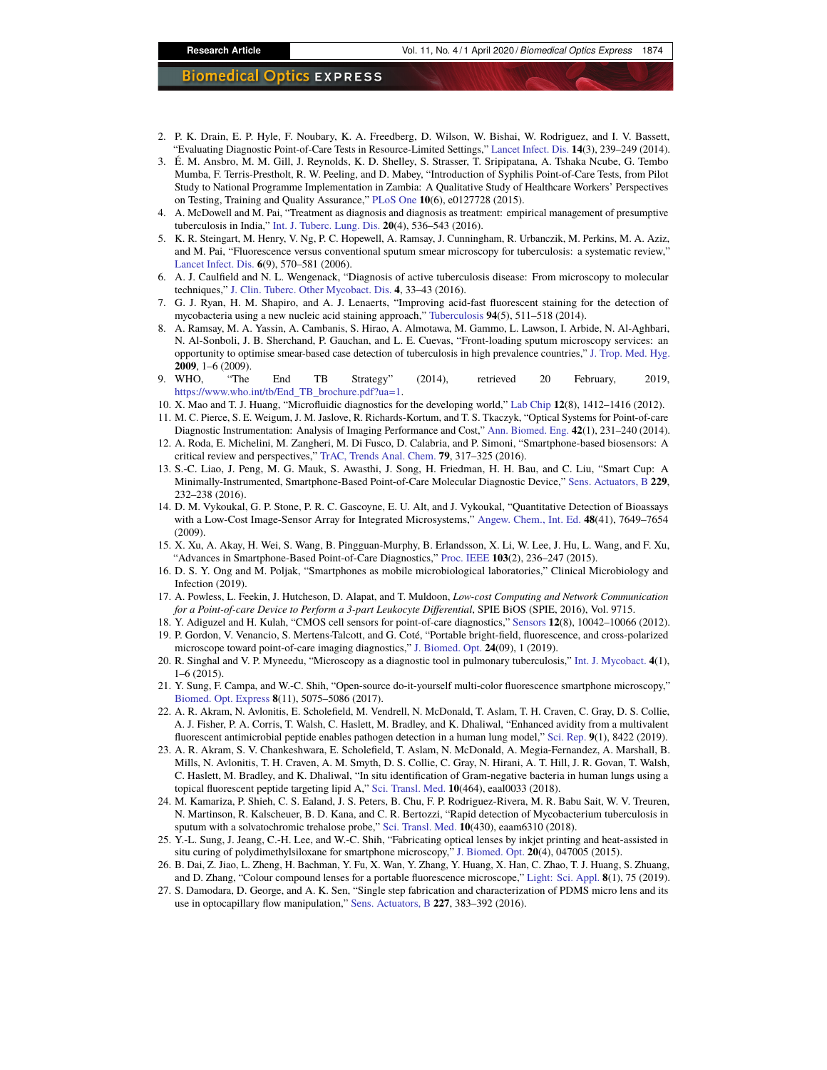2. P. K. Drain, E. P. Hyle, F. Noubary, K. A. Freedberg, D. Wilson, W. Bishai, W. Rodriguez, and I. V. Bassett, "Evaluating Diagnostic Point-of-Care Tests in Resource-Limited Settings," Lancet Infect. Dis. **14**(3), 239–249 (2014).
3. É. M. Ansbro, M. M. Gill, J. Reynolds, K. D. Shelley, S. Strasser, T. Sripipatana, A. Tshaka Ncube, G. Tembo Mumba, F. Terris-Prestholt, R. W. Peeling, and D. Mabey, "Introduction of Syphilis Point-of-Care Tests, from Pilot Study to National Programme Implementation in Zambia: A Qualitative Study of Healthcare Workers' Perspectives on Testing, Training and Quality Assurance," PLoS One **10**(6), e0127728 (2015).
4. A. McDowell and M. Pai, "Treatment as diagnosis and diagnosis as treatment: empirical management of presumptive tuberculosis in India," Int. J. Tuberc. Lung. Dis. **20**(4), 536–543 (2016).
5. K. R. Steingart, M. Henry, V. Ng, P. C. Hopewell, A. Ramsay, J. Cunningham, R. Urbanczik, M. Perkins, M. A. Aziz, and M. Pai, "Fluorescence versus conventional sputum smear microscopy for tuberculosis: a systematic review," Lancet Infect. Dis. **6**(9), 570–581 (2006).
6. A. J. Caulfield and N. L. Wengenack, "Diagnosis of active tuberculosis disease: From microscopy to molecular techniques," J. Clin. Tuberc. Other Mycobact. Dis. **4**, 33–43 (2016).
7. G. J. Ryan, H. M. Shapiro, and A. J. Lenaerts, "Improving acid-fast fluorescent staining for the detection of mycobacteria using a new nucleic acid staining approach," Tuberculosis **94**(5), 511–518 (2014).
8. A. Ramsay, M. A. Yassin, A. Cambanis, S. Hirao, A. Almotawa, M. Gammo, L. Lawson, I. Arbide, N. Al-Aghbari, N. Al-Sonboli, J. B. Sherchand, P. Gauchan, and L. E. Cuevas, "Front-loading sputum microscopy services: an opportunity to optimise smear-based case detection of tuberculosis in high prevalence countries," J. Trop. Med. Hyg. **2009**, 1–6 (2009).
9. WHO, "The End TB Strategy" (2014), retrieved 20 February, 2019, https://www.who.int/tb/End_TB_brochure.pdf?ua=1.
10. X. Mao and T. J. Huang, "Microfluidic diagnostics for the developing world," Lab Chip **12**(8), 1412–1416 (2012).
11. M. C. Pierce, S. E. Weigum, J. M. Jaslove, R. Richards-Kortum, and T. S. Tkaczyk, "Optical Systems for Point-of-care Diagnostic Instrumentation: Analysis of Imaging Performance and Cost," Ann. Biomed. Eng. **42**(1), 231–240 (2014).
12. A. Roda, E. Michelini, M. Zangheri, M. Di Fusco, D. Calabria, and P. Simoni, "Smartphone-based biosensors: A critical review and perspectives," TrAC, Trends Anal. Chem. **79**, 317–325 (2016).
13. S.-C. Liao, J. Peng, M. G. Mauk, S. Awasthi, J. Song, H. Friedman, H. H. Bau, and C. Liu, "Smart Cup: A Minimally-Instrumented, Smartphone-Based Point-of-Care Molecular Diagnostic Device," Sens. Actuators, B **229**, 232–238 (2016).
14. D. M. Vykoukal, G. P. Stone, P. R. C. Gascoyne, E. U. Alt, and J. Vykoukal, "Quantitative Detection of Bioassays with a Low-Cost Image-Sensor Array for Integrated Microsystems," Angew. Chem., Int. Ed. **48**(41), 7649–7654 (2009).
15. X. Xu, A. Akay, H. Wei, S. Wang, B. Pingguan-Murphy, B. Erlandsson, X. Li, W. Lee, J. Hu, L. Wang, and F. Xu, "Advances in Smartphone-Based Point-of-Care Diagnostics," Proc. IEEE **103**(2), 236–247 (2015).
16. D. S. Y. Ong and M. Poljak, "Smartphones as mobile microbiological laboratories," Clinical Microbiology and Infection (2019).
17. A. Powless, L. Feekin, J. Hutcheson, D. Alapat, and T. Muldoon, *Low-cost Computing and Network Communication for a Point-of-care Device to Perform a 3-part Leukocyte Differential*, SPIE BiOS (SPIE, 2016), Vol. 9715.
18. Y. Adiguzel and H. Kulah, "CMOS cell sensors for point-of-care diagnostics," Sensors **12**(8), 10042–10066 (2012).
19. P. Gordon, V. Venancio, S. Mertens-Talcott, and G. Coté, "Portable bright-field, fluorescence, and cross-polarized microscope toward point-of-care imaging diagnostics," J. Biomed. Opt. **24**(09), 1 (2019).
20. R. Singhal and V. P. Myneedu, "Microscopy as a diagnostic tool in pulmonary tuberculosis," Int. J. Mycobact. **4**(1), 1–6 (2015).
21. Y. Sung, F. Campa, and W.-C. Shih, "Open-source do-it-yourself multi-color fluorescence smartphone microscopy," Biomed. Opt. Express **8**(11), 5075–5086 (2017).
22. A. R. Akram, N. Avlonitis, E. Scholefield, M. Vendrell, N. McDonald, T. Aslam, T. H. Craven, C. Gray, D. S. Collie, A. J. Fisher, P. A. Corris, T. Walsh, C. Haslett, M. Bradley, and K. Dhaliwal, "Enhanced avidity from a multivalent fluorescent antimicrobial peptide enables pathogen detection in a human lung model," Sci. Rep. **9**(1), 8422 (2019).
23. A. R. Akram, S. V. Chankeshwara, E. Scholefield, T. Aslam, N. McDonald, A. Megia-Fernandez, A. Marshall, B. Mills, N. Avlonitis, T. H. Craven, A. M. Smyth, D. S. Collie, C. Gray, N. Hirani, A. T. Hill, J. R. Govan, T. Walsh, C. Haslett, M. Bradley, and K. Dhaliwal, "In situ identification of Gram-negative bacteria in human lungs using a topical fluorescent peptide targeting lipid A," Sci. Transl. Med. **10**(464), eaal0033 (2018).
24. M. Kamariza, P. Shieh, C. S. Ealand, J. S. Peters, B. Chu, F. P. Rodriguez-Rivera, M. R. Babu Sait, W. V. Treuren, N. Martinson, R. Kalscheuer, B. D. Kana, and C. R. Bertozzi, "Rapid detection of Mycobacterium tuberculosis in sputum with a solvatochromic trehalose probe," Sci. Transl. Med. **10**(430), eaam6310 (2018).
25. Y.-L. Sung, J. Jeang, C.-H. Lee, and W.-C. Shih, "Fabricating optical lenses by inkjet printing and heat-assisted in situ curing of polydimethylsiloxane for smartphone microscopy," J. Biomed. Opt. **20**(4), 047005 (2015).
26. B. Dai, Z. Jiao, L. Zheng, H. Bachman, Y. Fu, X. Wan, Y. Zhang, Y. Huang, X. Han, C. Zhao, T. J. Huang, S. Zhuang, and D. Zhang, "Colour compound lenses for a portable fluorescence microscope," Light: Sci. Appl. **8**(1), 75 (2019).
27. S. Damodara, D. George, and A. K. Sen, "Single step fabrication and characterization of PDMS micro lens and its use in optocapillary flow manipulation," Sens. Actuators, B **227**, 383–392 (2016).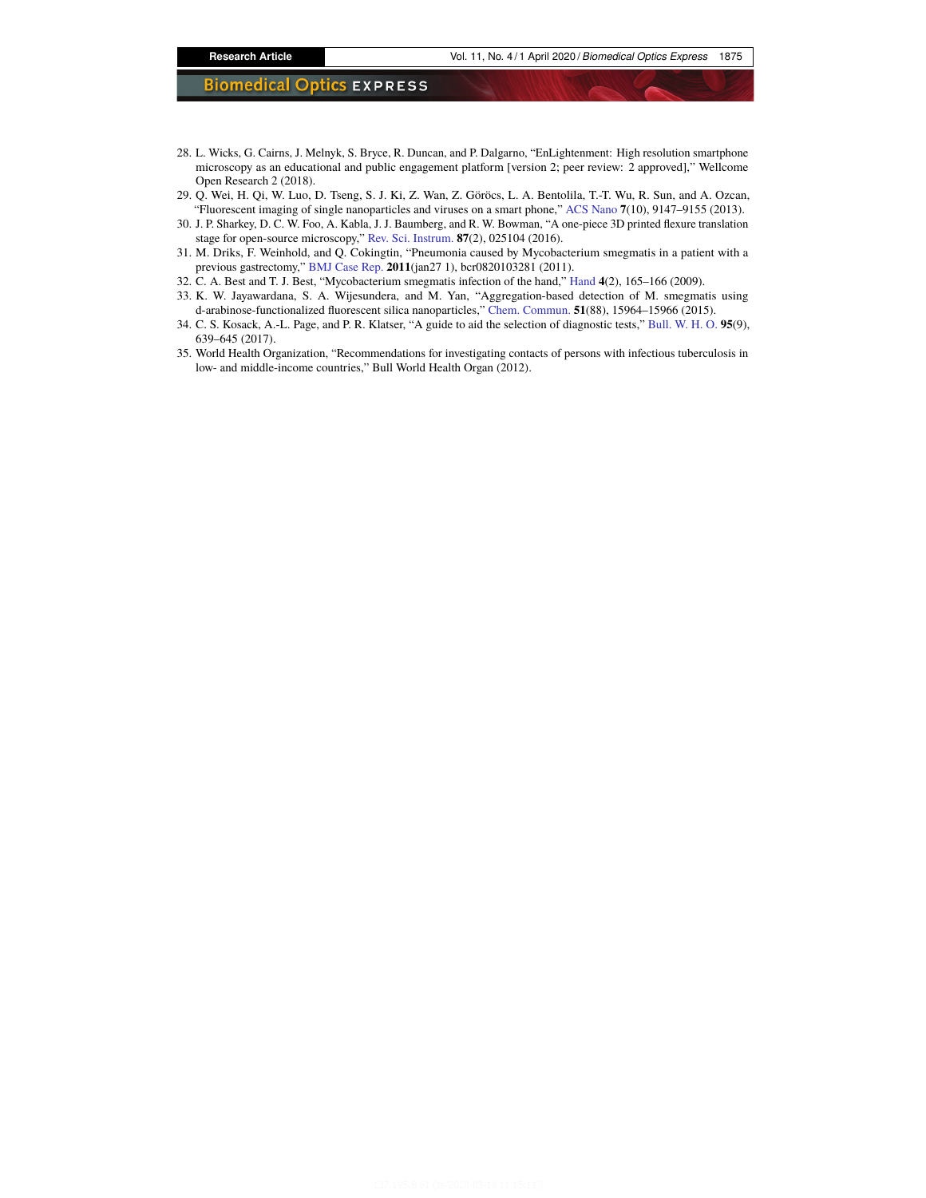28. L. Wicks, G. Cairns, J. Melnyk, S. Bryce, R. Duncan, and P. Dalgarno, "EnLightenment: High resolution smartphone microscopy as an educational and public engagement platform [version 2; peer review: 2 approved]," Wellcome Open Research 2 (2018).
29. Q. Wei, H. Qi, W. Luo, D. Tseng, S. J. Ki, Z. Wan, Z. Göröcs, L. A. Bentolila, T.-T. Wu, R. Sun, and A. Ozcan, "Fluorescent imaging of single nanoparticles and viruses on a smart phone," ACS Nano **7**(10), 9147–9155 (2013).
30. J. P. Sharkey, D. C. W. Foo, A. Kabla, J. J. Baumberg, and R. W. Bowman, "A one-piece 3D printed flexure translation stage for open-source microscopy," Rev. Sci. Instrum. **87**(2), 025104 (2016).
31. M. Driks, F. Weinhold, and Q. Cokingtin, "Pneumonia caused by Mycobacterium smegmatis in a patient with a previous gastrectomy," BMJ Case Rep. **2011**(jan27 1), bcr0820103281 (2011).
32. C. A. Best and T. J. Best, "Mycobacterium smegmatis infection of the hand," Hand **4**(2), 165–166 (2009).
33. K. W. Jayawardana, S. A. Wijesundera, and M. Yan, "Aggregation-based detection of M. smegmatis using d-arabinose-functionalized fluorescent silica nanoparticles," Chem. Commun. **51**(88), 15964–15966 (2015).
34. C. S. Kosack, A.-L. Page, and P. R. Klatser, "A guide to aid the selection of diagnostic tests," Bull. W. H. O. **95**(9), 639–645 (2017).
35. World Health Organization, "Recommendations for investigating contacts of persons with infectious tuberculosis in low- and middle-income countries," Bull World Health Organ (2012).